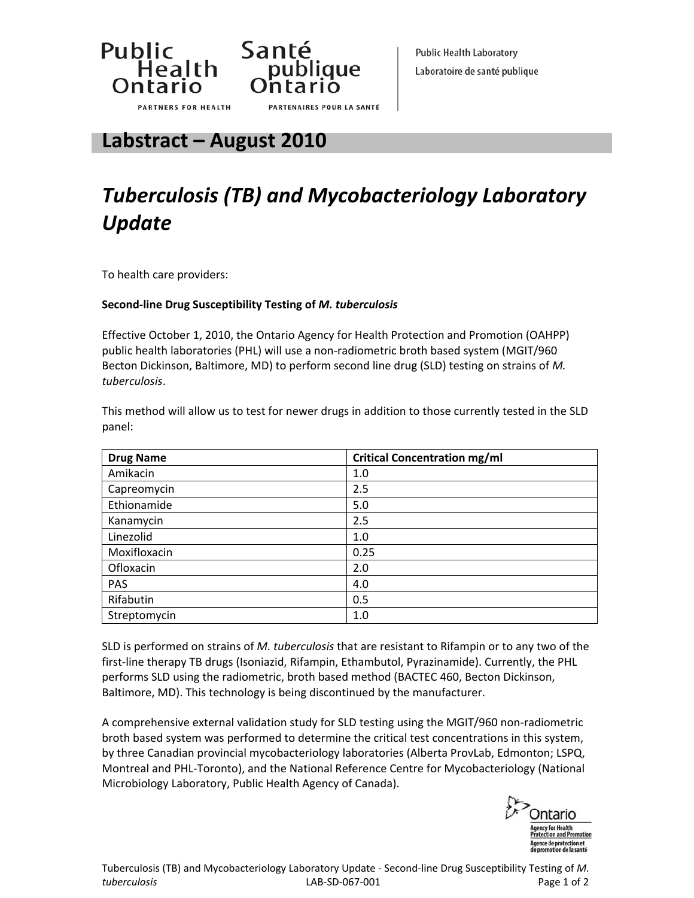Public Health Ontario — Santé publique Ontario

PARTNERS FOR HEALTH — PARTENAIRES POUR LA SANTÉ

Public Health Laboratory
Laboratoire de santé publique

## Labstract – August 2010

# *Tuberculosis (TB) and Mycobacteriology Laboratory Update*

To health care providers:

**Second-line Drug Susceptibility Testing of *M. tuberculosis***

Effective October 1, 2010, the Ontario Agency for Health Protection and Promotion (OAHPP) public health laboratories (PHL) will use a non-radiometric broth based system (MGIT/960 Becton Dickinson, Baltimore, MD) to perform second line drug (SLD) testing on strains of *M. tuberculosis*.

This method will allow us to test for newer drugs in addition to those currently tested in the SLD panel:

| Drug Name | Critical Concentration mg/ml |
|---|---|
| Amikacin | 1.0 |
| Capreomycin | 2.5 |
| Ethionamide | 5.0 |
| Kanamycin | 2.5 |
| Linezolid | 1.0 |
| Moxifloxacin | 0.25 |
| Ofloxacin | 2.0 |
| PAS | 4.0 |
| Rifabutin | 0.5 |
| Streptomycin | 1.0 |

SLD is performed on strains of *M. tuberculosis* that are resistant to Rifampin or to any two of the first-line therapy TB drugs (Isoniazid, Rifampin, Ethambutol, Pyrazinamide). Currently, the PHL performs SLD using the radiometric, broth based method (BACTEC 460, Becton Dickinson, Baltimore, MD). This technology is being discontinued by the manufacturer.

A comprehensive external validation study for SLD testing using the MGIT/960 non-radiometric broth based system was performed to determine the critical test concentrations in this system, by three Canadian provincial mycobacteriology laboratories (Alberta ProvLab, Edmonton; LSPQ, Montreal and PHL-Toronto), and the National Reference Centre for Mycobacteriology (National Microbiology Laboratory, Public Health Agency of Canada).

Ontario Agency for Health Protection and Promotion
Agence de protection et de promotion de la santé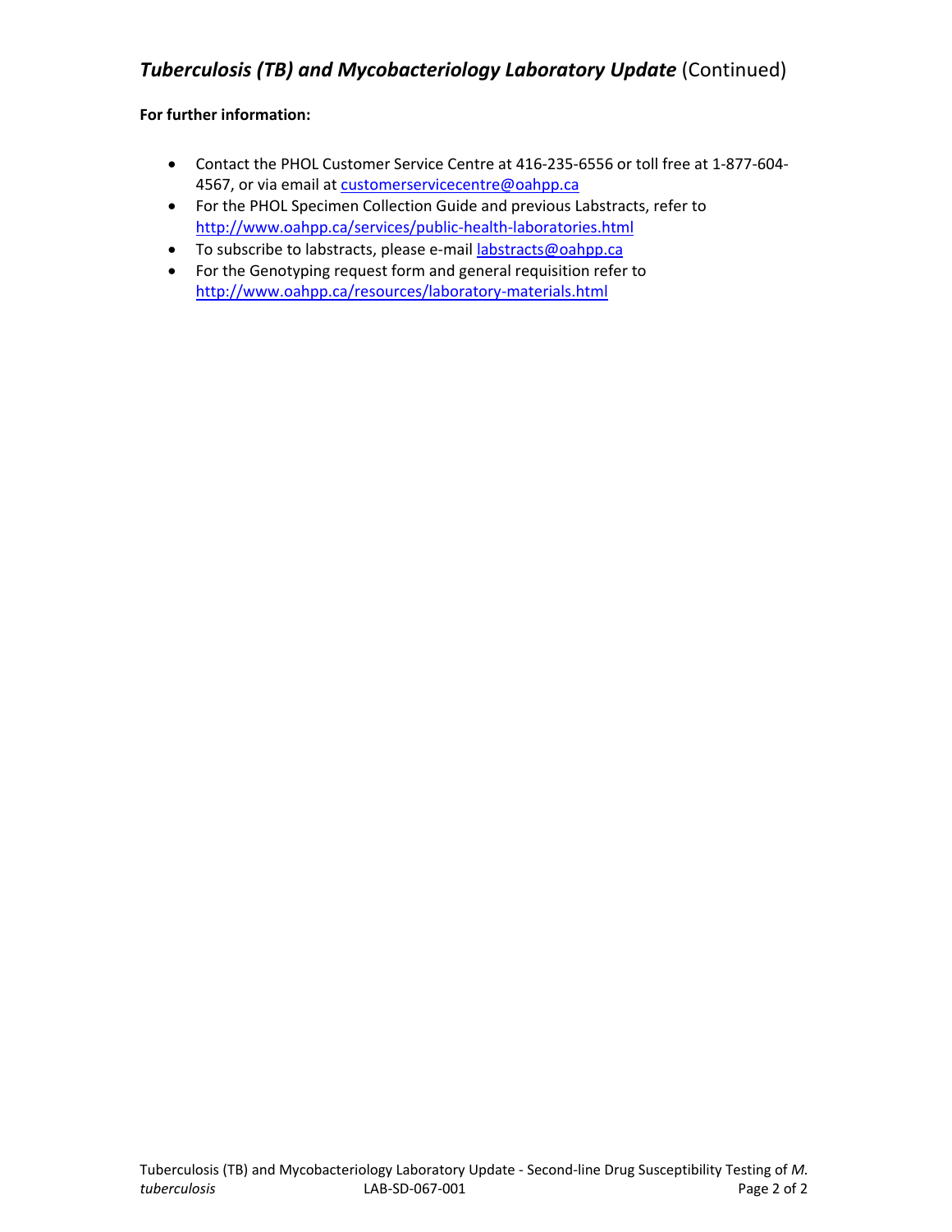**For further information:**

- Contact the PHOL Customer Service Centre at 416-235-6556 or toll free at 1-877-604-4567, or via email at customerservicecentre@oahpp.ca
- For the PHOL Specimen Collection Guide and previous Labstracts, refer to http://www.oahpp.ca/services/public-health-laboratories.html
- To subscribe to labstracts, please e-mail labstracts@oahpp.ca
- For the Genotyping request form and general requisition refer to http://www.oahpp.ca/resources/laboratory-materials.html